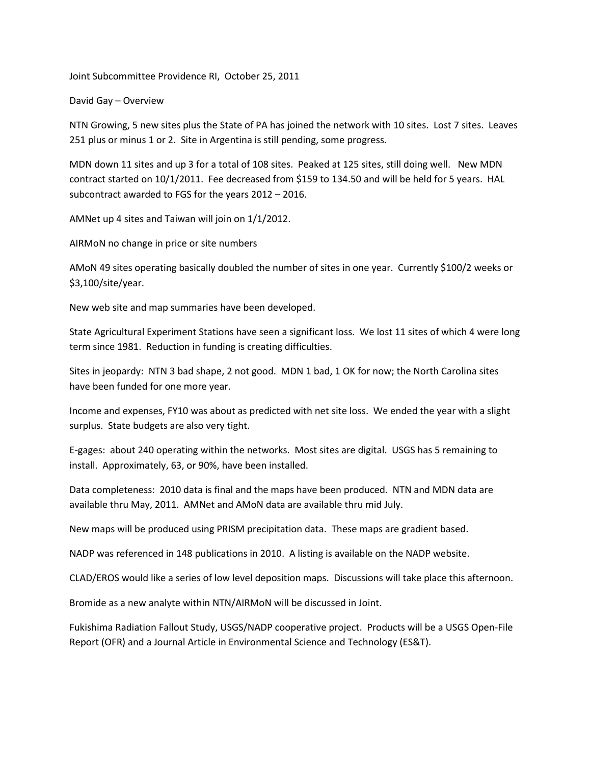Joint Subcommittee Providence RI, October 25, 2011

David Gay – Overview

NTN Growing, 5 new sites plus the State of PA has joined the network with 10 sites. Lost 7 sites. Leaves 251 plus or minus 1 or 2. Site in Argentina is still pending, some progress.

MDN down 11 sites and up 3 for a total of 108 sites. Peaked at 125 sites, still doing well. New MDN contract started on 10/1/2011. Fee decreased from $159 to 134.50 and will be held for 5 years. HAL subcontract awarded to FGS for the years 2012 – 2016.

AMNet up 4 sites and Taiwan will join on 1/1/2012.

AIRMoN no change in price or site numbers

AMoN 49 sites operating basically doubled the number of sites in one year. Currently $100/2 weeks or $3,100/site/year.

New web site and map summaries have been developed.

State Agricultural Experiment Stations have seen a significant loss. We lost 11 sites of which 4 were long term since 1981. Reduction in funding is creating difficulties.

Sites in jeopardy: NTN 3 bad shape, 2 not good. MDN 1 bad, 1 OK for now; the North Carolina sites have been funded for one more year.

Income and expenses, FY10 was about as predicted with net site loss. We ended the year with a slight surplus. State budgets are also very tight.

E-gages: about 240 operating within the networks. Most sites are digital. USGS has 5 remaining to install. Approximately, 63, or 90%, have been installed.

Data completeness: 2010 data is final and the maps have been produced. NTN and MDN data are available thru May, 2011. AMNet and AMoN data are available thru mid July.

New maps will be produced using PRISM precipitation data. These maps are gradient based.

NADP was referenced in 148 publications in 2010. A listing is available on the NADP website.

CLAD/EROS would like a series of low level deposition maps. Discussions will take place this afternoon.

Bromide as a new analyte within NTN/AIRMoN will be discussed in Joint.

Fukishima Radiation Fallout Study, USGS/NADP cooperative project. Products will be a USGS Open-File Report (OFR) and a Journal Article in Environmental Science and Technology (ES&T).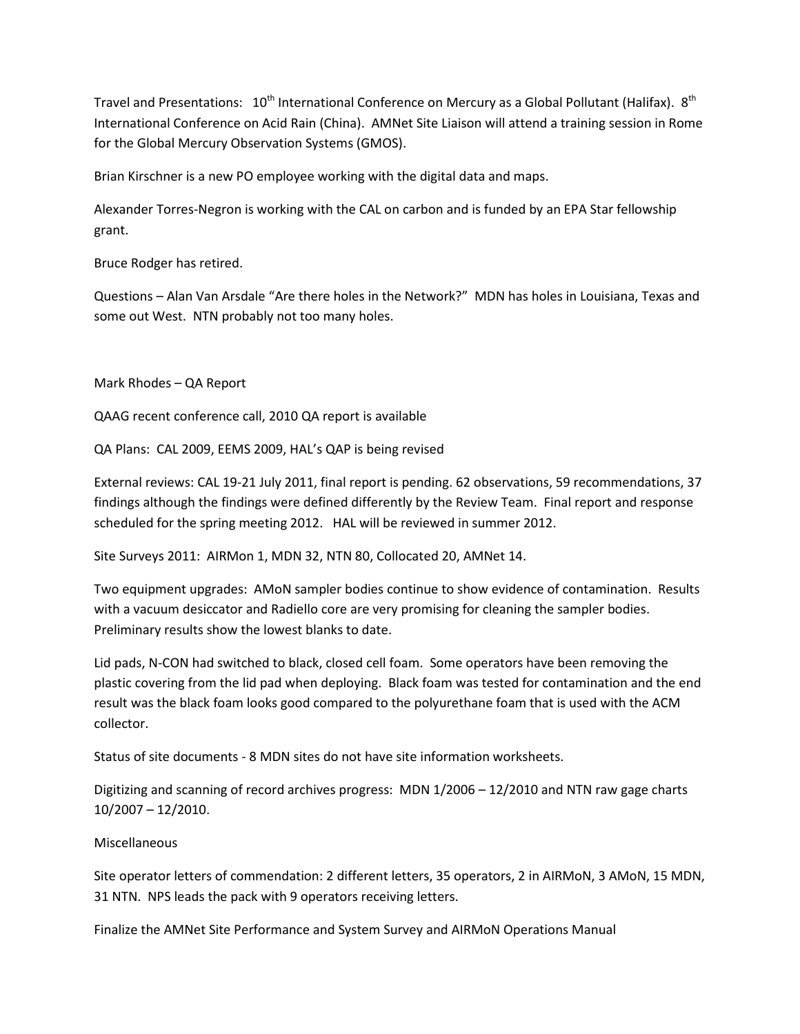Travel and Presentations: 10th International Conference on Mercury as a Global Pollutant (Halifax). 8th International Conference on Acid Rain (China). AMNet Site Liaison will attend a training session in Rome for the Global Mercury Observation Systems (GMOS).

Brian Kirschner is a new PO employee working with the digital data and maps.

Alexander Torres-Negron is working with the CAL on carbon and is funded by an EPA Star fellowship grant.

Bruce Rodger has retired.

Questions – Alan Van Arsdale "Are there holes in the Network?" MDN has holes in Louisiana, Texas and some out West. NTN probably not too many holes.

Mark Rhodes – QA Report

QAAG recent conference call, 2010 QA report is available

QA Plans: CAL 2009, EEMS 2009, HAL's QAP is being revised

External reviews: CAL 19-21 July 2011, final report is pending. 62 observations, 59 recommendations, 37 findings although the findings were defined differently by the Review Team. Final report and response scheduled for the spring meeting 2012. HAL will be reviewed in summer 2012.

Site Surveys 2011: AIRMon 1, MDN 32, NTN 80, Collocated 20, AMNet 14.

Two equipment upgrades: AMoN sampler bodies continue to show evidence of contamination. Results with a vacuum desiccator and Radiello core are very promising for cleaning the sampler bodies. Preliminary results show the lowest blanks to date.

Lid pads, N-CON had switched to black, closed cell foam. Some operators have been removing the plastic covering from the lid pad when deploying. Black foam was tested for contamination and the end result was the black foam looks good compared to the polyurethane foam that is used with the ACM collector.

Status of site documents - 8 MDN sites do not have site information worksheets.

Digitizing and scanning of record archives progress: MDN 1/2006 – 12/2010 and NTN raw gage charts 10/2007 – 12/2010.

Miscellaneous

Site operator letters of commendation: 2 different letters, 35 operators, 2 in AIRMoN, 3 AMoN, 15 MDN, 31 NTN. NPS leads the pack with 9 operators receiving letters.

Finalize the AMNet Site Performance and System Survey and AIRMoN Operations Manual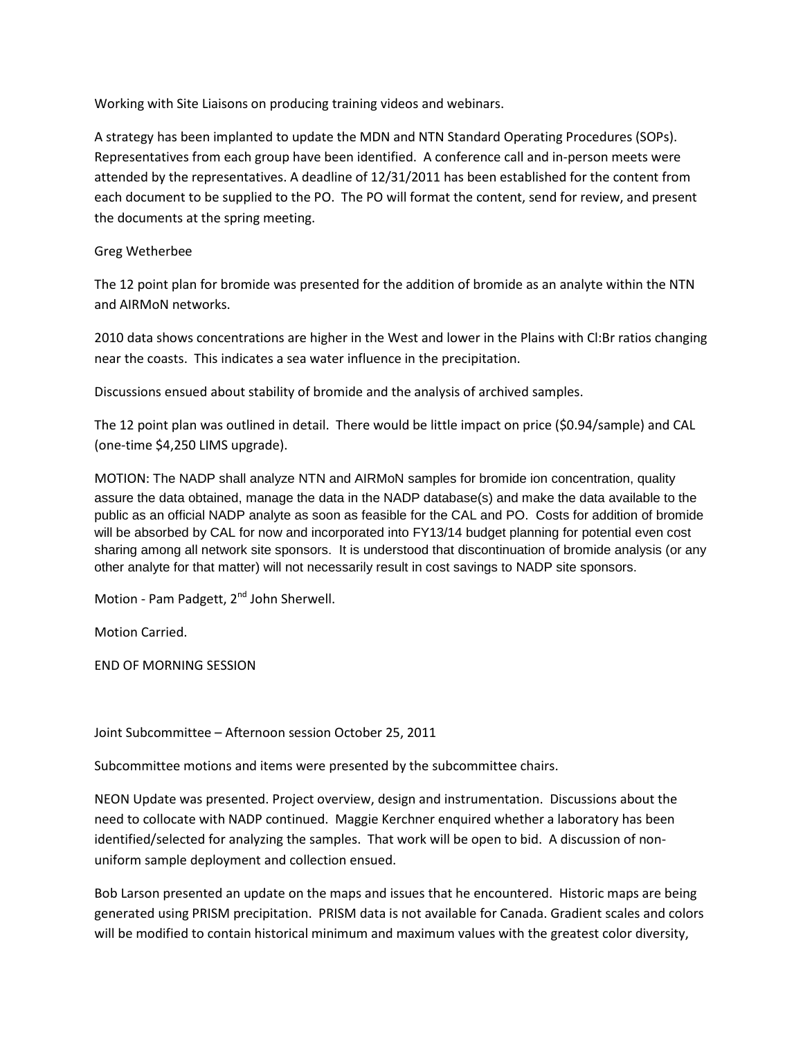Working with Site Liaisons on producing training videos and webinars.

A strategy has been implanted to update the MDN and NTN Standard Operating Procedures (SOPs). Representatives from each group have been identified. A conference call and in-person meets were attended by the representatives. A deadline of 12/31/2011 has been established for the content from each document to be supplied to the PO. The PO will format the content, send for review, and present the documents at the spring meeting.

Greg Wetherbee

The 12 point plan for bromide was presented for the addition of bromide as an analyte within the NTN and AIRMoN networks.

2010 data shows concentrations are higher in the West and lower in the Plains with Cl:Br ratios changing near the coasts. This indicates a sea water influence in the precipitation.

Discussions ensued about stability of bromide and the analysis of archived samples.

The 12 point plan was outlined in detail. There would be little impact on price ($0.94/sample) and CAL (one-time $4,250 LIMS upgrade).

MOTION: The NADP shall analyze NTN and AIRMoN samples for bromide ion concentration, quality assure the data obtained, manage the data in the NADP database(s) and make the data available to the public as an official NADP analyte as soon as feasible for the CAL and PO. Costs for addition of bromide will be absorbed by CAL for now and incorporated into FY13/14 budget planning for potential even cost sharing among all network site sponsors. It is understood that discontinuation of bromide analysis (or any other analyte for that matter) will not necessarily result in cost savings to NADP site sponsors.

Motion - Pam Padgett, 2nd John Sherwell.

Motion Carried.

END OF MORNING SESSION

Joint Subcommittee – Afternoon session October 25, 2011

Subcommittee motions and items were presented by the subcommittee chairs.

NEON Update was presented. Project overview, design and instrumentation. Discussions about the need to collocate with NADP continued. Maggie Kerchner enquired whether a laboratory has been identified/selected for analyzing the samples. That work will be open to bid. A discussion of non-uniform sample deployment and collection ensued.

Bob Larson presented an update on the maps and issues that he encountered. Historic maps are being generated using PRISM precipitation. PRISM data is not available for Canada. Gradient scales and colors will be modified to contain historical minimum and maximum values with the greatest color diversity,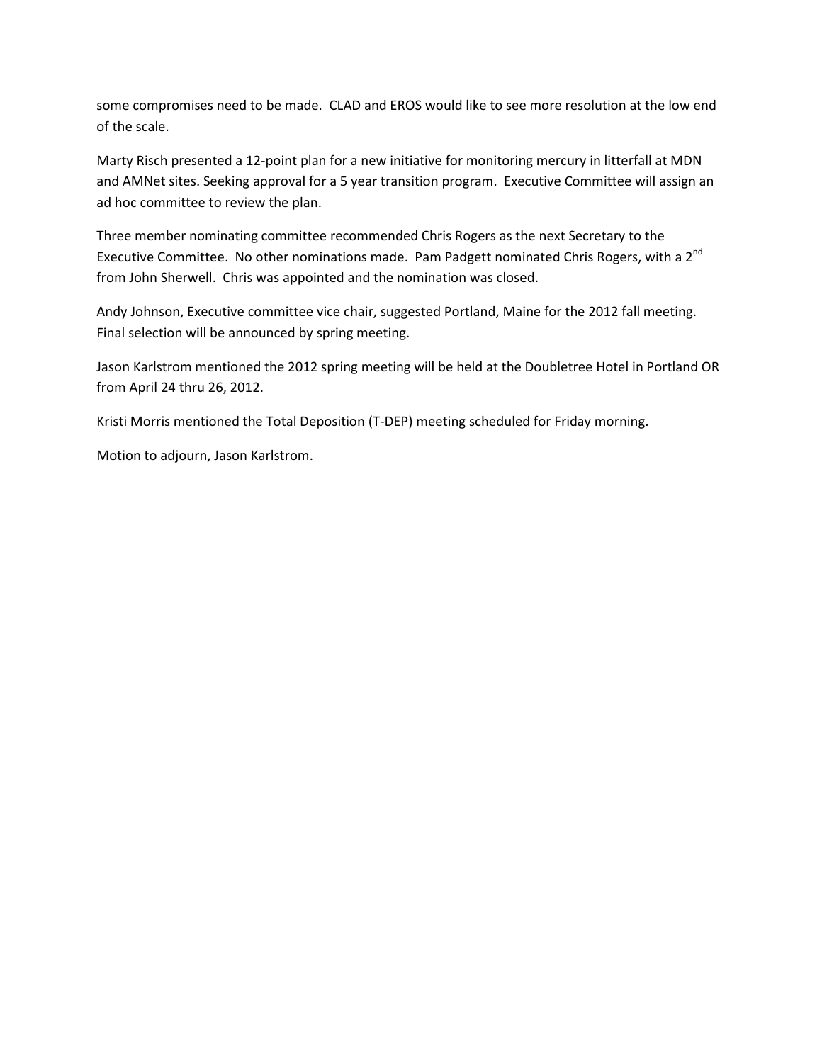some compromises need to be made. CLAD and EROS would like to see more resolution at the low end of the scale.

Marty Risch presented a 12-point plan for a new initiative for monitoring mercury in litterfall at MDN and AMNet sites. Seeking approval for a 5 year transition program. Executive Committee will assign an ad hoc committee to review the plan.

Three member nominating committee recommended Chris Rogers as the next Secretary to the Executive Committee. No other nominations made. Pam Padgett nominated Chris Rogers, with a 2nd from John Sherwell. Chris was appointed and the nomination was closed.

Andy Johnson, Executive committee vice chair, suggested Portland, Maine for the 2012 fall meeting. Final selection will be announced by spring meeting.

Jason Karlstrom mentioned the 2012 spring meeting will be held at the Doubletree Hotel in Portland OR from April 24 thru 26, 2012.

Kristi Morris mentioned the Total Deposition (T-DEP) meeting scheduled for Friday morning.

Motion to adjourn, Jason Karlstrom.